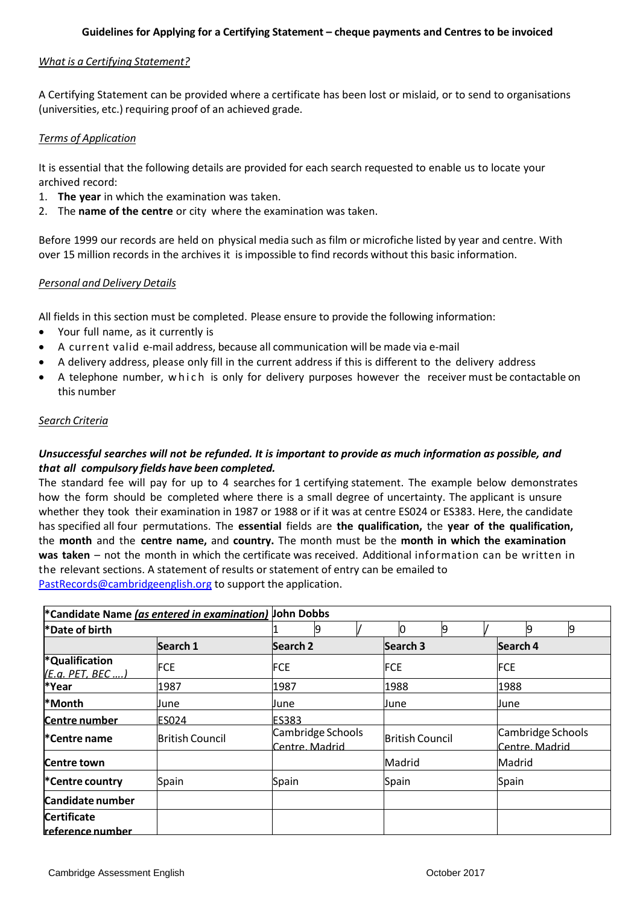## Guidelines for Applying for a Certifying Statement – cheque payments and Centres to be invoiced

### *What is a Certifying Statement?*

A Certifying Statement can be provided where a certificate has been lost or mislaid, or to send to organisations (universities, etc.) requiring proof of an achieved grade.

### *Terms of Application*

It is essential that the following details are provided for each search requested to enable us to locate your archived record:

1. **The year** in which the examination was taken.
2. The **name of the centre** or city where the examination was taken.

Before 1999 our records are held on physical media such as film or microfiche listed by year and centre. With over 15 million records in the archives it is impossible to find records without this basic information.

### *Personal and Delivery Details*

All fields in this section must be completed. Please ensure to provide the following information:

- Your full name, as it currently is
- A current valid e-mail address, because all communication will be made via e-mail
- A delivery address, please only fill in the current address if this is different to the delivery address
- A telephone number, which is only for delivery purposes however the receiver must be contactable on this number

### *Search Criteria*

***Unsuccessful searches will not be refunded. It is important to provide as much information as possible, and that all compulsory fields have been completed.***

The standard fee will pay for up to 4 searches for 1 certifying statement. The example below demonstrates how the form should be completed where there is a small degree of uncertainty. The applicant is unsure whether they took their examination in 1987 or 1988 or if it was at centre ES024 or ES383. Here, the candidate has specified all four permutations. The **essential** fields are **the qualification,** the **year of the qualification,** the **month** and the **centre name,** and **country.** The month must be the **month in which the examination was taken** – not the month in which the certificate was received. Additional information can be written in the relevant sections. A statement of results or statement of entry can be emailed to PastRecords@cambridgeenglish.org to support the application.

| **\*Candidate Name *(as entered in examination)*** | | **John Dobbs** | | | |
|---|---|---|---|---|---|
| **\*Date of birth** | | 1 9 / 0 9 / 9 9 | | | |
| | | **Search 1** | **Search 2** | **Search 3** | **Search 4** |
| **\*Qualification** *(E.g. PET, BEC ....)* | | FCE | FCE | FCE | FCE |
| **\*Year** | | 1987 | 1987 | 1988 | 1988 |
| **\*Month** | | June | June | June | June |
| **Centre number** | | ES024 | ES383 | | |
| **\*Centre name** | | British Council | Cambridge Schools Centre, Madrid | British Council | Cambridge Schools Centre, Madrid |
| **Centre town** | | | | Madrid | Madrid |
| **\*Centre country** | | Spain | Spain | Spain | Spain |
| **Candidate number** | | | | | |
| **Certificate reference number** | | | | | |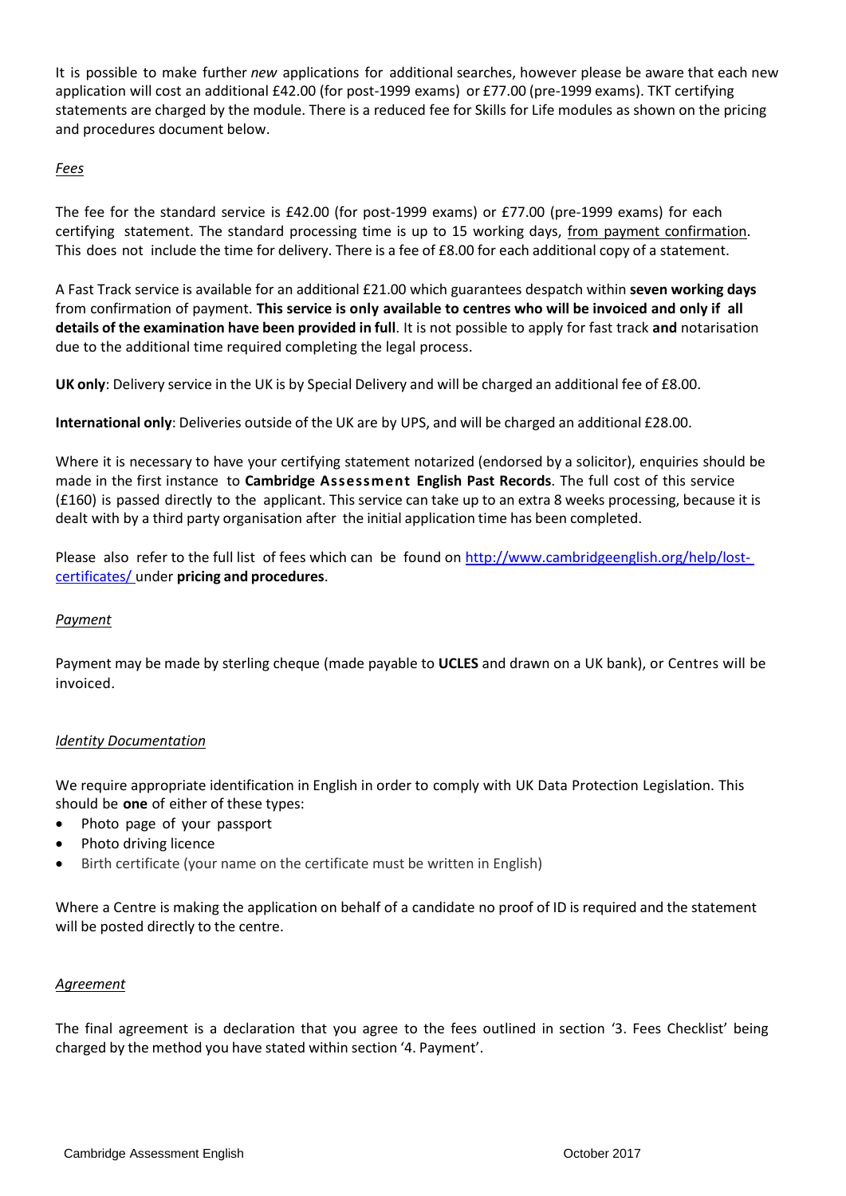It is possible to make further *new* applications for additional searches, however please be aware that each new application will cost an additional £42.00 (for post-1999 exams) or £77.00 (pre-1999 exams). TKT certifying statements are charged by the module. There is a reduced fee for Skills for Life modules as shown on the pricing and procedures document below.

*Fees*

The fee for the standard service is £42.00 (for post-1999 exams) or £77.00 (pre-1999 exams) for each certifying statement. The standard processing time is up to 15 working days, from payment confirmation. This does not include the time for delivery. There is a fee of £8.00 for each additional copy of a statement.

A Fast Track service is available for an additional £21.00 which guarantees despatch within **seven working days** from confirmation of payment. **This service is only available to centres who will be invoiced and only if all details of the examination have been provided in full**. It is not possible to apply for fast track **and** notarisation due to the additional time required completing the legal process.

**UK only**: Delivery service in the UK is by Special Delivery and will be charged an additional fee of £8.00.

**International only**: Deliveries outside of the UK are by UPS, and will be charged an additional £28.00.

Where it is necessary to have your certifying statement notarized (endorsed by a solicitor), enquiries should be made in the first instance to **Cambridge Assessment English Past Records**. The full cost of this service (£160) is passed directly to the applicant. This service can take up to an extra 8 weeks processing, because it is dealt with by a third party organisation after the initial application time has been completed.

Please also refer to the full list of fees which can be found on http://www.cambridgeenglish.org/help/lost-certificates/ under **pricing and procedures**.

*Payment*

Payment may be made by sterling cheque (made payable to **UCLES** and drawn on a UK bank), or Centres will be invoiced.

*Identity Documentation*

We require appropriate identification in English in order to comply with UK Data Protection Legislation. This should be **one** of either of these types:

- Photo page of your passport
- Photo driving licence
- Birth certificate (your name on the certificate must be written in English)

Where a Centre is making the application on behalf of a candidate no proof of ID is required and the statement will be posted directly to the centre.

*Agreement*

The final agreement is a declaration that you agree to the fees outlined in section '3. Fees Checklist' being charged by the method you have stated within section '4. Payment'.